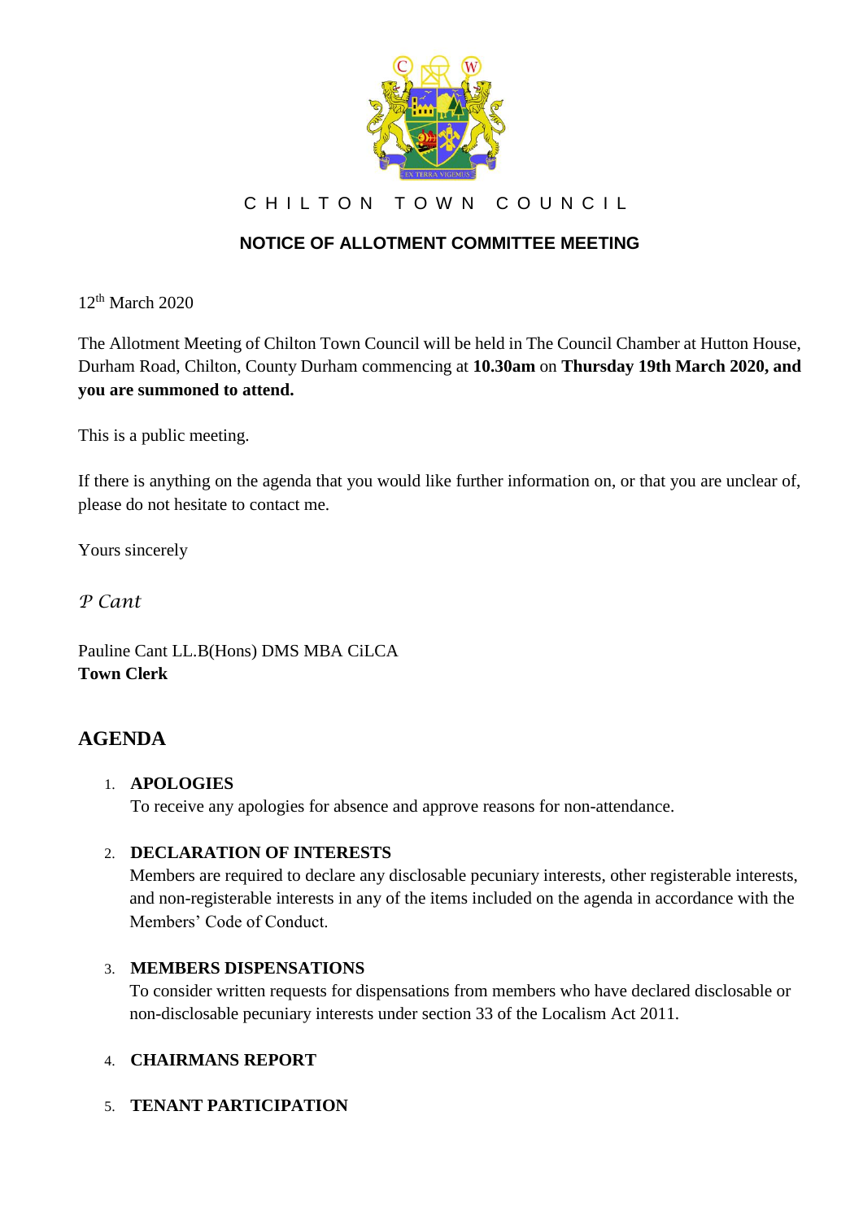CHILTON TOWN COUNCIL

## NOTICE OF ALLOTMENT COMMITTEE MEETING

12th March 2020

The Allotment Meeting of Chilton Town Council will be held in The Council Chamber at Hutton House, Durham Road, Chilton, County Durham commencing at **10.30am** on **Thursday 19th March 2020, and you are summoned to attend.**

This is a public meeting.

If there is anything on the agenda that you would like further information on, or that you are unclear of, please do not hesitate to contact me.

Yours sincerely

*P Cant*

Pauline Cant LL.B(Hons) DMS MBA CiLCA
**Town Clerk**

## AGENDA

1. **APOLOGIES**
   To receive any apologies for absence and approve reasons for non-attendance.

2. **DECLARATION OF INTERESTS**
   Members are required to declare any disclosable pecuniary interests, other registerable interests, and non-registerable interests in any of the items included on the agenda in accordance with the Members' Code of Conduct.

3. **MEMBERS DISPENSATIONS**
   To consider written requests for dispensations from members who have declared disclosable or non-disclosable pecuniary interests under section 33 of the Localism Act 2011.

4. **CHAIRMANS REPORT**

5. **TENANT PARTICIPATION**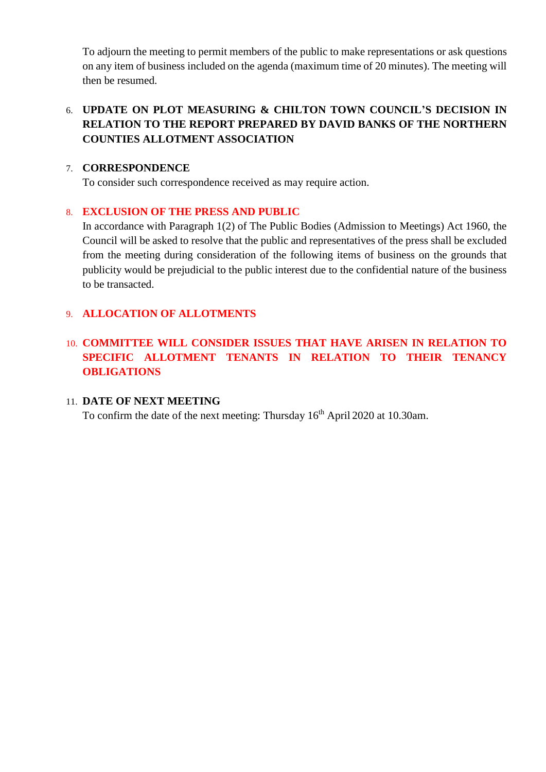To adjourn the meeting to permit members of the public to make representations or ask questions on any item of business included on the agenda (maximum time of 20 minutes). The meeting will then be resumed.

6. **UPDATE ON PLOT MEASURING & CHILTON TOWN COUNCIL'S DECISION IN RELATION TO THE REPORT PREPARED BY DAVID BANKS OF THE NORTHERN COUNTIES ALLOTMENT ASSOCIATION**

7. **CORRESPONDENCE**
   To consider such correspondence received as may require action.

8. **EXCLUSION OF THE PRESS AND PUBLIC**
   In accordance with Paragraph 1(2) of The Public Bodies (Admission to Meetings) Act 1960, the Council will be asked to resolve that the public and representatives of the press shall be excluded from the meeting during consideration of the following items of business on the grounds that publicity would be prejudicial to the public interest due to the confidential nature of the business to be transacted.

9. **ALLOCATION OF ALLOTMENTS**

10. **COMMITTEE WILL CONSIDER ISSUES THAT HAVE ARISEN IN RELATION TO SPECIFIC ALLOTMENT TENANTS IN RELATION TO THEIR TENANCY OBLIGATIONS**

11. **DATE OF NEXT MEETING**
    To confirm the date of the next meeting: Thursday 16th April 2020 at 10.30am.